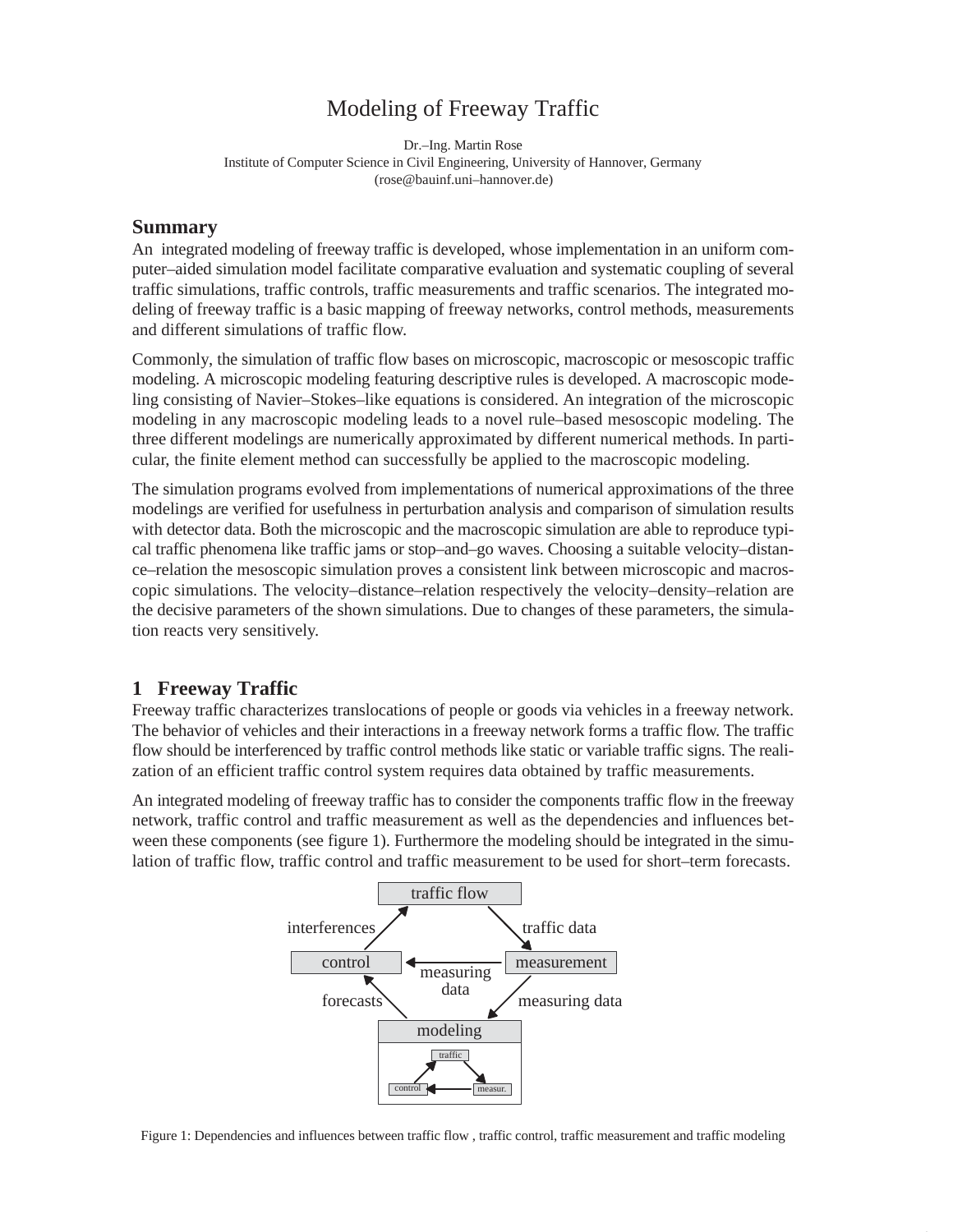# Modeling of Freeway Traffic

Dr.–Ing. Martin Rose
Institute of Computer Science in Civil Engineering, University of Hannover, Germany
(rose@bauinf.uni–hannover.de)

## Summary

An integrated modeling of freeway traffic is developed, whose implementation in an uniform computer–aided simulation model facilitate comparative evaluation and systematic coupling of several traffic simulations, traffic controls, traffic measurements and traffic scenarios. The integrated modeling of freeway traffic is a basic mapping of freeway networks, control methods, measurements and different simulations of traffic flow.

Commonly, the simulation of traffic flow bases on microscopic, macroscopic or mesoscopic traffic modeling. A microscopic modeling featuring descriptive rules is developed. A macroscopic modeling consisting of Navier–Stokes–like equations is considered. An integration of the microscopic modeling in any macroscopic modeling leads to a novel rule–based mesoscopic modeling. The three different modelings are numerically approximated by different numerical methods. In particular, the finite element method can successfully be applied to the macroscopic modeling.

The simulation programs evolved from implementations of numerical approximations of the three modelings are verified for usefulness in perturbation analysis and comparison of simulation results with detector data. Both the microscopic and the macroscopic simulation are able to reproduce typical traffic phenomena like traffic jams or stop–and–go waves. Choosing a suitable velocity–distance–relation the mesoscopic simulation proves a consistent link between microscopic and macroscopic simulations. The velocity–distance–relation respectively the velocity–density–relation are the decisive parameters of the shown simulations. Due to changes of these parameters, the simulation reacts very sensitively.

## 1 Freeway Traffic

Freeway traffic characterizes translocations of people or goods via vehicles in a freeway network. The behavior of vehicles and their interactions in a freeway network forms a traffic flow. The traffic flow should be interferenced by traffic control methods like static or variable traffic signs. The realization of an efficient traffic control system requires data obtained by traffic measurements.

An integrated modeling of freeway traffic has to consider the components traffic flow in the freeway network, traffic control and traffic measurement as well as the dependencies and influences between these components (see figure 1). Furthermore the modeling should be integrated in the simulation of traffic flow, traffic control and traffic measurement to be used for short–term forecasts.

traffic flow — interferences — traffic data — control — measuring data — measurement — forecasts — measuring data — modeling (traffic, control, measur.)

Figure 1: Dependencies and influences between traffic flow , traffic control, traffic measurement and traffic modeling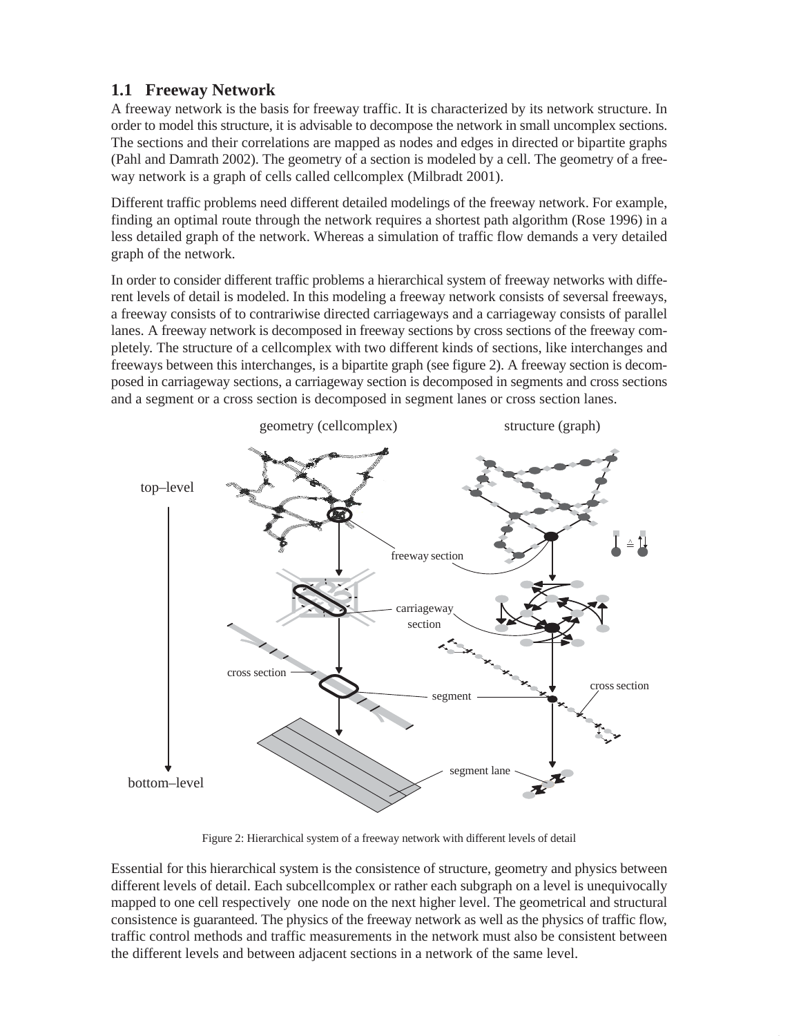## 1.1 Freeway Network

A freeway network is the basis for freeway traffic. It is characterized by its network structure. In order to model this structure, it is advisable to decompose the network in small uncomplex sections. The sections and their correlations are mapped as nodes and edges in directed or bipartite graphs (Pahl and Damrath 2002). The geometry of a section is modeled by a cell. The geometry of a freeway network is a graph of cells called cellcomplex (Milbradt 2001).

Different traffic problems need different detailed modelings of the freeway network. For example, finding an optimal route through the network requires a shortest path algorithm (Rose 1996) in a less detailed graph of the network. Whereas a simulation of traffic flow demands a very detailed graph of the network.

In order to consider different traffic problems a hierarchical system of freeway networks with different levels of detail is modeled. In this modeling a freeway network consists of seversal freeways, a freeway consists of to contrariwise directed carriageways and a carriageway consists of parallel lanes. A freeway network is decomposed in freeway sections by cross sections of the freeway completely. The structure of a cellcomplex with two different kinds of sections, like interchanges and freeways between this interchanges, is a bipartite graph (see figure 2). A freeway section is decomposed in carriageway sections, a carriageway section is decomposed in segments and cross sections and a segment or a cross section is decomposed in segment lanes or cross section lanes.

Figure 2: Hierarchical system of a freeway network with different levels of detail

Essential for this hierarchical system is the consistence of structure, geometry and physics between different levels of detail. Each subcellcomplex or rather each subgraph on a level is unequivocally mapped to one cell respectively one node on the next higher level. The geometrical and structural consistence is guaranteed. The physics of the freeway network as well as the physics of traffic flow, traffic control methods and traffic measurements in the network must also be consistent between the different levels and between adjacent sections in a network of the same level.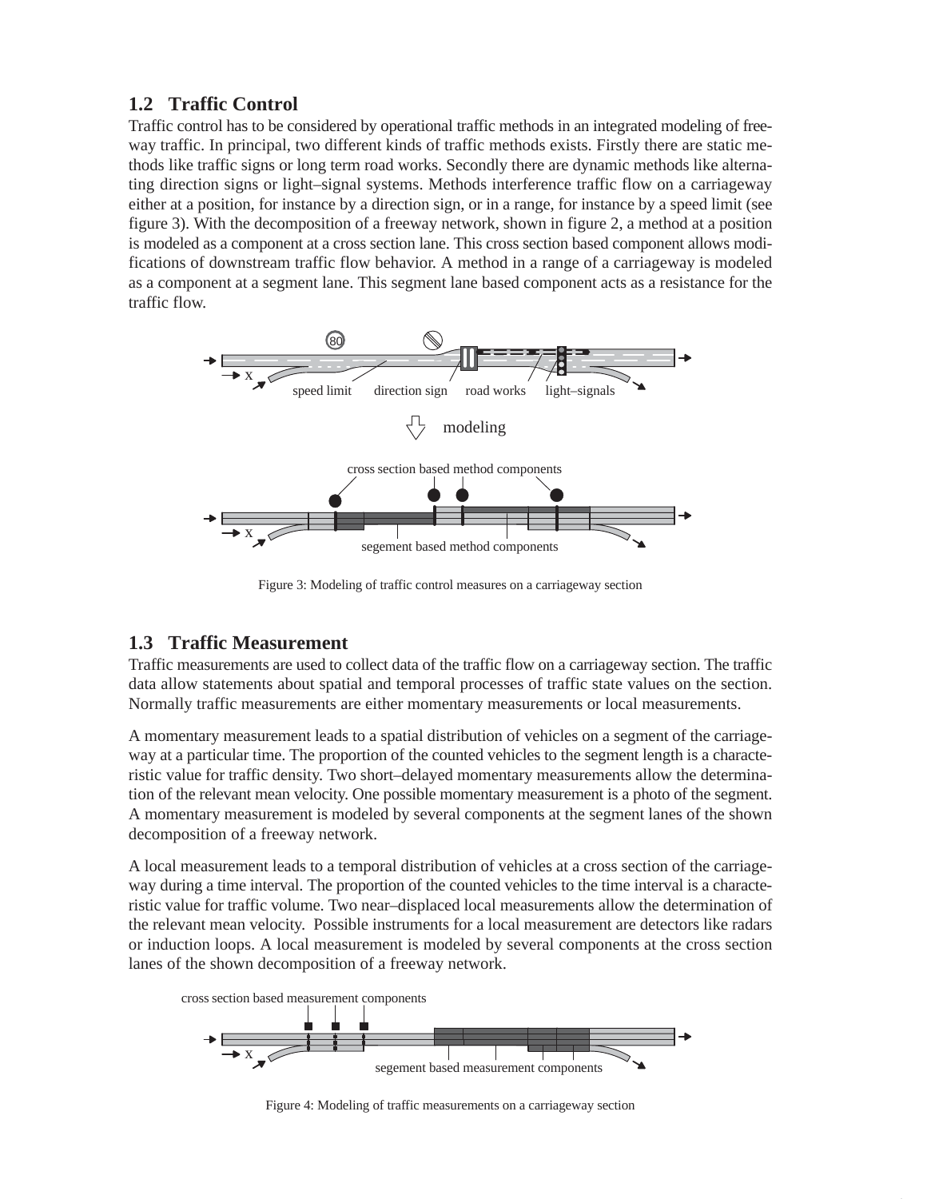## 1.2 Traffic Control

Traffic control has to be considered by operational traffic methods in an integrated modeling of freeway traffic. In principal, two different kinds of traffic methods exists. Firstly there are static methods like traffic signs or long term road works. Secondly there are dynamic methods like alternating direction signs or light–signal systems. Methods interference traffic flow on a carriageway either at a position, for instance by a direction sign, or in a range, for instance by a speed limit (see figure 3). With the decomposition of a freeway network, shown in figure 2, a method at a position is modeled as a component at a cross section lane. This cross section based component allows modifications of downstream traffic flow behavior. A method in a range of a carriageway is modeled as a component at a segment lane. This segment lane based component acts as a resistance for the traffic flow.

Figure 3: Modeling of traffic control measures on a carriageway section

## 1.3 Traffic Measurement

Traffic measurements are used to collect data of the traffic flow on a carriageway section. The traffic data allow statements about spatial and temporal processes of traffic state values on the section. Normally traffic measurements are either momentary measurements or local measurements.

A momentary measurement leads to a spatial distribution of vehicles on a segment of the carriageway at a particular time. The proportion of the counted vehicles to the segment length is a characteristic value for traffic density. Two short–delayed momentary measurements allow the determination of the relevant mean velocity. One possible momentary measurement is a photo of the segment. A momentary measurement is modeled by several components at the segment lanes of the shown decomposition of a freeway network.

A local measurement leads to a temporal distribution of vehicles at a cross section of the carriageway during a time interval. The proportion of the counted vehicles to the time interval is a characteristic value for traffic volume. Two near–displaced local measurements allow the determination of the relevant mean velocity. Possible instruments for a local measurement are detectors like radars or induction loops. A local measurement is modeled by several components at the cross section lanes of the shown decomposition of a freeway network.

Figure 4: Modeling of traffic measurements on a carriageway section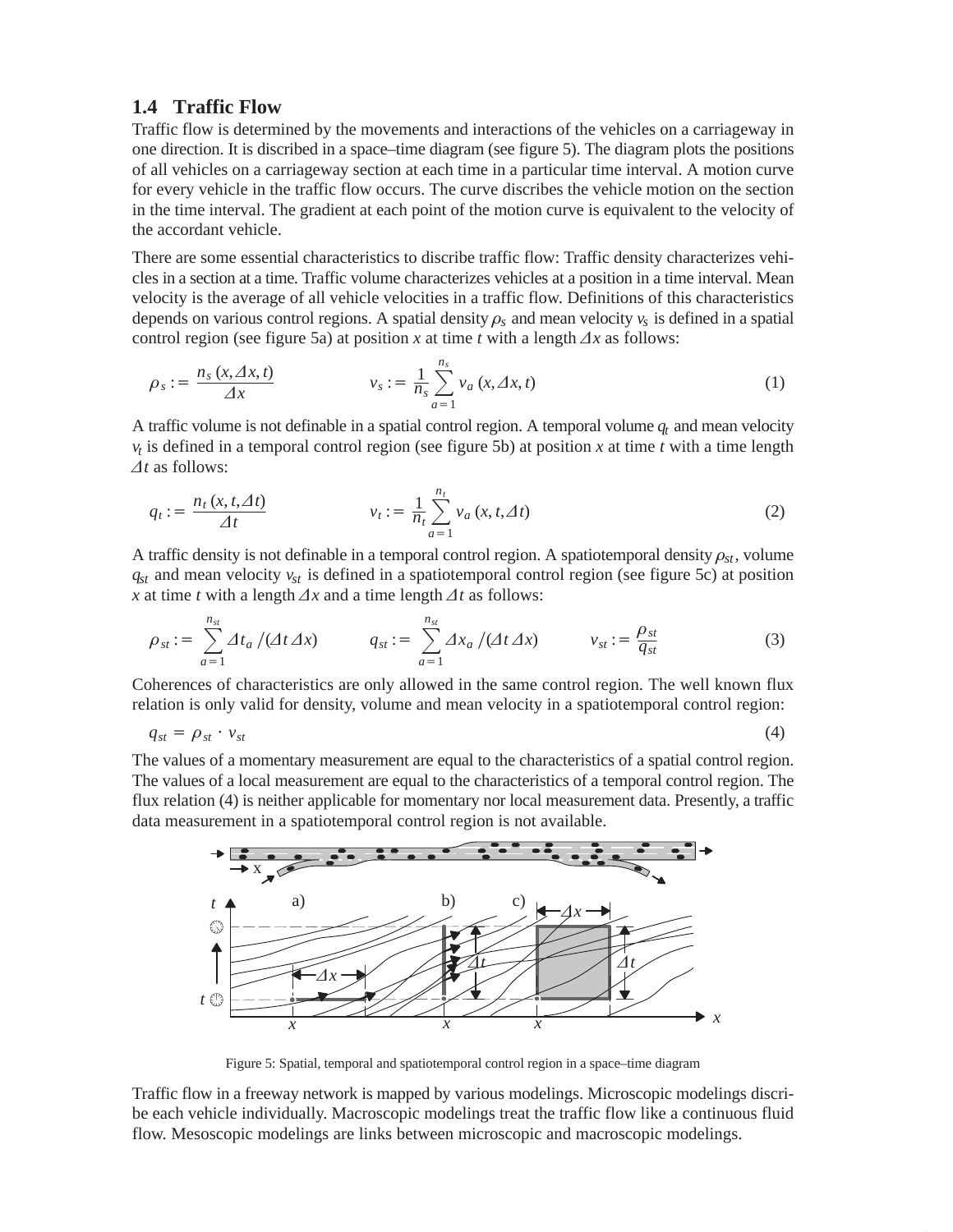## 1.4 Traffic Flow

Traffic flow is determined by the movements and interactions of the vehicles on a carriageway in one direction. It is discribed in a space–time diagram (see figure 5). The diagram plots the positions of all vehicles on a carriageway section at each time in a particular time interval. A motion curve for every vehicle in the traffic flow occurs. The curve discribes the vehicle motion on the section in the time interval. The gradient at each point of the motion curve is equivalent to the velocity of the accordant vehicle.

There are some essential characteristics to discribe traffic flow: Traffic density characterizes vehicles in a section at a time. Traffic volume characterizes vehicles at a position in a time interval. Mean velocity is the average of all vehicle velocities in a traffic flow. Definitions of this characteristics depends on various control regions. A spatial density $\rho_s$ and mean velocity $v_s$ is defined in a spatial control region (see figure 5a) at position $x$ at time $t$ with a length $\Delta x$ as follows:

$$\rho_s := \frac{n_s\,(x, \Delta x, t)}{\Delta x} \qquad\qquad v_s := \frac{1}{n_s} \sum_{a=1}^{n_s} v_a\,(x, \Delta x, t) \tag{1}$$

A traffic volume is not definable in a spatial control region. A temporal volume $q_t$ and mean velocity $v_t$ is defined in a temporal control region (see figure 5b) at position $x$ at time $t$ with a time length $\Delta t$ as follows:

$$q_t := \frac{n_t\,(x, t, \Delta t)}{\Delta t} \qquad\qquad v_t := \frac{1}{n_t} \sum_{a=1}^{n_t} v_a\,(x, t, \Delta t) \tag{2}$$

A traffic density is not definable in a temporal control region. A spatiotemporal density $\rho_{st}$, volume $q_{st}$ and mean velocity $v_{st}$ is defined in a spatiotemporal control region (see figure 5c) at position $x$ at time $t$ with a length $\Delta x$ and a time length $\Delta t$ as follows:

$$\rho_{st} := \sum_{a=1}^{n_{st}} \Delta t_a \,/ (\Delta t\, \Delta x) \qquad q_{st} := \sum_{a=1}^{n_{st}} \Delta x_a \,/ (\Delta t\, \Delta x) \qquad v_{st} := \frac{\rho_{st}}{q_{st}} \tag{3}$$

Coherences of characteristics are only allowed in the same control region. The well known flux relation is only valid for density, volume and mean velocity in a spatiotemporal control region:

$$q_{st} = \rho_{st} \cdot v_{st} \tag{4}$$

The values of a momentary measurement are equal to the characteristics of a spatial control region. The values of a local measurement are equal to the characteristics of a temporal control region. The flux relation (4) is neither applicable for momentary nor local measurement data. Presently, a traffic data measurement in a spatiotemporal control region is not available.

Figure 5: Spatial, temporal and spatiotemporal control region in a space–time diagram

Traffic flow in a freeway network is mapped by various modelings. Microscopic modelings discribe each vehicle individually. Macroscopic modelings treat the traffic flow like a continuous fluid flow. Mesoscopic modelings are links between microscopic and macroscopic modelings.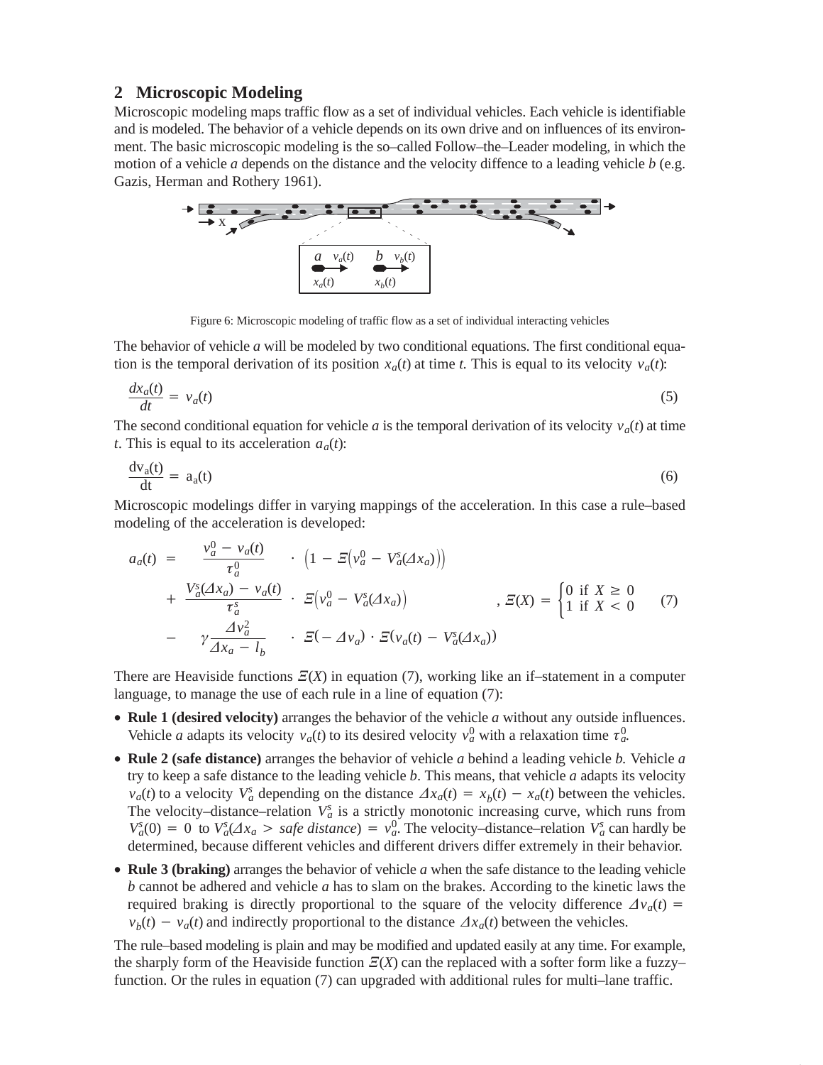## 2 Microscopic Modeling

Microscopic modeling maps traffic flow as a set of individual vehicles. Each vehicle is identifiable and is modeled. The behavior of a vehicle depends on its own drive and on influences of its environment. The basic microscopic modeling is the so–called Follow–the–Leader modeling, in which the motion of a vehicle *a* depends on the distance and the velocity diffence to a leading vehicle *b* (e.g. Gazis, Herman and Rothery 1961).

Figure 6: Microscopic modeling of traffic flow as a set of individual interacting vehicles

The behavior of vehicle *a* will be modeled by two conditional equations. The first conditional equation is the temporal derivation of its position $x_a(t)$ at time *t.* This is equal to its velocity $v_a(t)$:

$$\frac{dx_a(t)}{dt} = v_a(t) \tag{5}$$

The second conditional equation for vehicle *a* is the temporal derivation of its velocity $v_a(t)$ at time *t*. This is equal to its acceleration $a_a(t)$:

$$\frac{\mathrm{dv_a(t)}}{\mathrm{dt}} = \mathrm{a_a(t)} \tag{6}$$

Microscopic modelings differ in varying mappings of the acceleration. In this case a rule–based modeling of the acceleration is developed:

$$\begin{aligned} a_a(t) \;=\; & \frac{v_a^0 - v_a(t)}{\tau_a^0} \cdot \left(1 - \Xi\left(v_a^0 - V_a^s(\varDelta x_a)\right)\right) \\ + \; & \frac{V_a^s(\varDelta x_a) - v_a(t)}{\tau_a^s} \cdot \Xi\left(v_a^0 - V_a^s(\varDelta x_a)\right) \qquad , \; \Xi(X) = \begin{cases} 0 & \text{if } X \geq 0 \\ 1 & \text{if } X < 0 \end{cases} \\ - \; & \gamma \frac{\varDelta v_a^2}{\varDelta x_a - l_b} \cdot \Xi(-\varDelta v_a) \cdot \Xi(v_a(t) - V_a^s(\varDelta x_a)) \end{aligned} \tag{7}$$

There are Heaviside functions $\Xi(X)$ in equation (7), working like an if–statement in a computer language, to manage the use of each rule in a line of equation (7):

- **Rule 1 (desired velocity)** arranges the behavior of the vehicle *a* without any outside influences. Vehicle *a* adapts its velocity $v_a(t)$ to its desired velocity $v_a^0$ with a relaxation time $\tau_a^0$.
- **Rule 2 (safe distance)** arranges the behavior of vehicle *a* behind a leading vehicle *b.* Vehicle *a* try to keep a safe distance to the leading vehicle *b*. This means, that vehicle *a* adapts its velocity $v_a(t)$ to a velocity $V_a^s$ depending on the distance $\varDelta x_a(t) = x_b(t) - x_a(t)$ between the vehicles. The velocity–distance–relation $V_a^s$ is a strictly monotonic increasing curve, which runs from $V_a^s(0) = 0$ to $V_a^s(\varDelta x_a > \textit{safe distance}) = v_a^0$. The velocity–distance–relation $V_a^s$ can hardly be determined, because different vehicles and different drivers differ extremely in their behavior.
- **Rule 3 (braking)** arranges the behavior of vehicle *a* when the safe distance to the leading vehicle *b* cannot be adhered and vehicle *a* has to slam on the brakes. According to the kinetic laws the required braking is directly proportional to the square of the velocity difference $\varDelta v_a(t) = v_b(t) - v_a(t)$ and indirectly proportional to the distance $\varDelta x_a(t)$ between the vehicles.

The rule–based modeling is plain and may be modified and updated easily at any time. For example, the sharply form of the Heaviside function $\Xi(X)$ can the replaced with a softer form like a fuzzy–function. Or the rules in equation (7) can upgraded with additional rules for multi–lane traffic.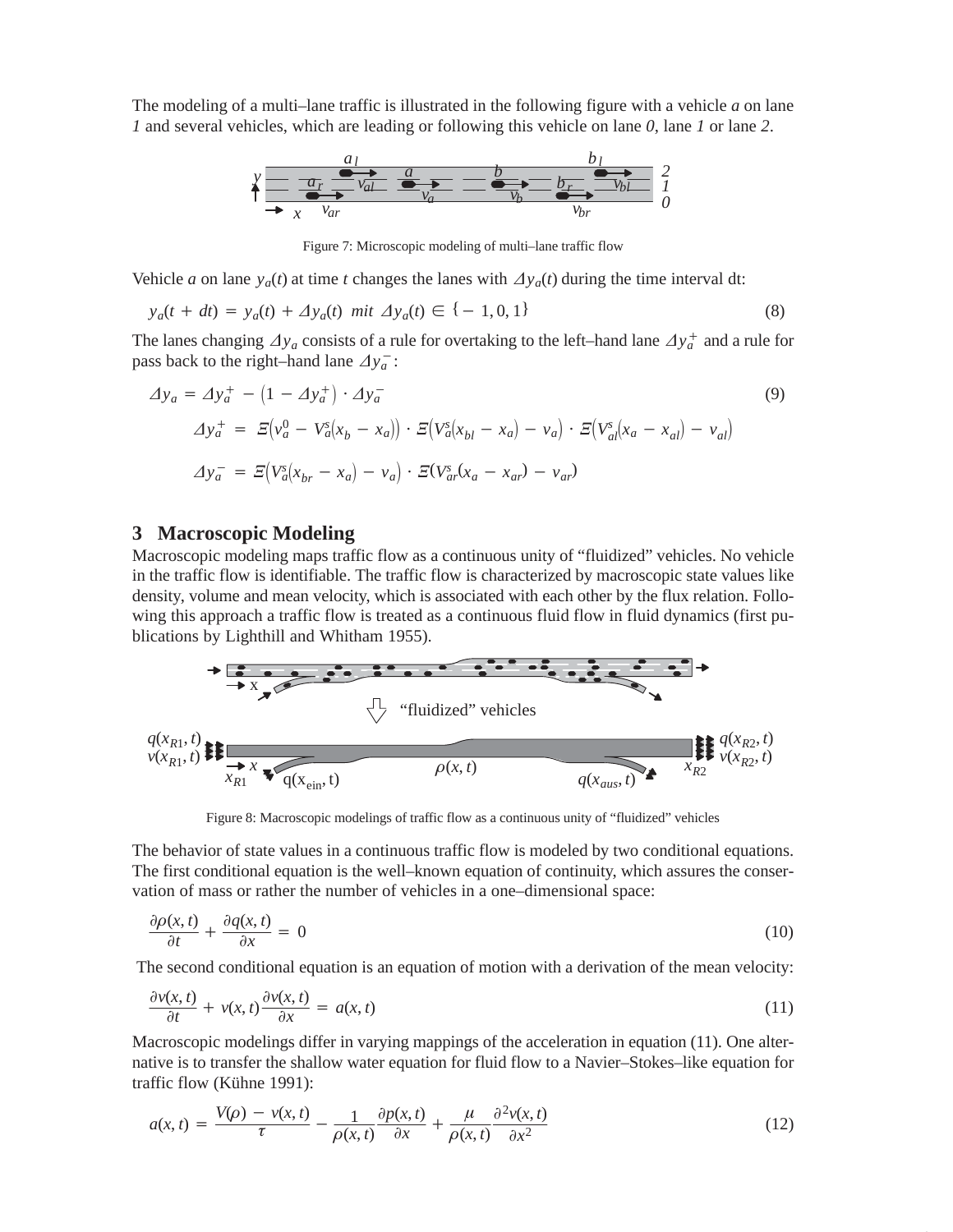The modeling of a multi–lane traffic is illustrated in the following figure with a vehicle *a* on lane *1* and several vehicles, which are leading or following this vehicle on lane *0*, lane *1* or lane *2*.

Figure 7: Microscopic modeling of multi–lane traffic flow

Vehicle *a* on lane $y_a(t)$ at time *t* changes the lanes with $\Delta y_a(t)$ during the time interval dt:

$$y_a(t + dt) = y_a(t) + \Delta y_a(t) \;\; mit \;\; \Delta y_a(t) \in \{-1, 0, 1\} \tag{8}$$

The lanes changing $\Delta y_a$ consists of a rule for overtaking to the left–hand lane $\Delta y_a^+$ and a rule for pass back to the right–hand lane $\Delta y_a^-$:

$$\Delta y_a = \Delta y_a^+ - \left(1 - \Delta y_a^+\right) \cdot \Delta y_a^- \tag{9}$$

$$\Delta y_a^+ = \Xi\left(v_a^0 - V_a^s\left(x_b - x_a\right)\right) \cdot \Xi\left(V_a^s\left(x_{bl} - x_a\right) - v_a\right) \cdot \Xi\left(V_{al}^s\left(x_a - x_{al}\right) - v_{al}\right)$$

$$\Delta y_a^- = \Xi\left(V_a^s\left(x_{br} - x_a\right) - v_a\right) \cdot \Xi\left(V_{ar}^s\left(x_a - x_{ar}\right) - v_{ar}\right)$$

## 3 Macroscopic Modeling

Macroscopic modeling maps traffic flow as a continuous unity of "fluidized" vehicles. No vehicle in the traffic flow is identifiable. The traffic flow is characterized by macroscopic state values like density, volume and mean velocity, which is associated with each other by the flux relation. Following this approach a traffic flow is treated as a continuous fluid flow in fluid dynamics (first publications by Lighthill and Whitham 1955).

Figure 8: Macroscopic modelings of traffic flow as a continuous unity of "fluidized" vehicles

The behavior of state values in a continuous traffic flow is modeled by two conditional equations. The first conditional equation is the well–known equation of continuity, which assures the conservation of mass or rather the number of vehicles in a one–dimensional space:

$$\frac{\partial \rho(x,t)}{\partial t} + \frac{\partial q(x,t)}{\partial x} = 0 \tag{10}$$

The second conditional equation is an equation of motion with a derivation of the mean velocity:

$$\frac{\partial v(x,t)}{\partial t} + v(x,t)\frac{\partial v(x,t)}{\partial x} = a(x,t) \tag{11}$$

Macroscopic modelings differ in varying mappings of the acceleration in equation (11). One alternative is to transfer the shallow water equation for fluid flow to a Navier–Stokes–like equation for traffic flow (Kühne 1991):

$$a(x,t) = \frac{V(\rho) - v(x,t)}{\tau} - \frac{1}{\rho(x,t)}\frac{\partial p(x,t)}{\partial x} + \frac{\mu}{\rho(x,t)}\frac{\partial^2 v(x,t)}{\partial x^2} \tag{12}$$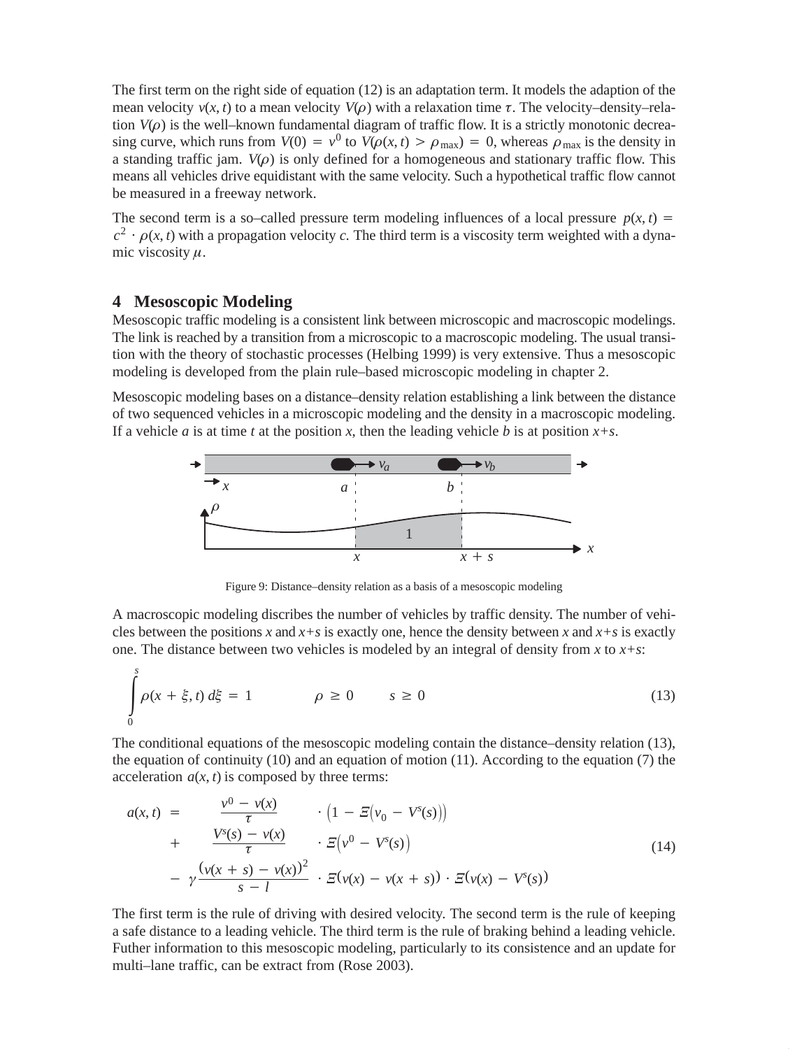The first term on the right side of equation (12) is an adaptation term. It models the adaption of the mean velocity $v(x, t)$ to a mean velocity $V(\rho)$ with a relaxation time $\tau$. The velocity–density–relation $V(\rho)$ is the well–known fundamental diagram of traffic flow. It is a strictly monotonic decreasing curve, which runs from $V(0) = v^0$ to $V(\rho(x, t) > \rho_{\max}) = 0$, whereas $\rho_{\max}$ is the density in a standing traffic jam. $V(\rho)$ is only defined for a homogeneous and stationary traffic flow. This means all vehicles drive equidistant with the same velocity. Such a hypothetical traffic flow cannot be measured in a freeway network.

The second term is a so–called pressure term modeling influences of a local pressure $p(x, t) = c^2 \cdot \rho(x, t)$ with a propagation velocity $c$. The third term is a viscosity term weighted with a dynamic viscosity $\mu$.

## 4 Mesoscopic Modeling

Mesoscopic traffic modeling is a consistent link between microscopic and macroscopic modelings. The link is reached by a transition from a microscopic to a macroscopic modeling. The usual transition with the theory of stochastic processes (Helbing 1999) is very extensive. Thus a mesoscopic modeling is developed from the plain rule–based microscopic modeling in chapter 2.

Mesoscopic modeling bases on a distance–density relation establishing a link between the distance of two sequenced vehicles in a microscopic modeling and the density in a macroscopic modeling. If a vehicle $a$ is at time $t$ at the position $x$, then the leading vehicle $b$ is at position $x+s$.

Figure 9: Distance–density relation as a basis of a mesoscopic modeling

A macroscopic modeling discribes the number of vehicles by traffic density. The number of vehicles between the positions $x$ and $x+s$ is exactly one, hence the density between $x$ and $x+s$ is exactly one. The distance between two vehicles is modeled by an integral of density from $x$ to $x+s$:

$$\int_0^s \rho(x + \xi, t)\, d\xi = 1 \qquad \rho \geq 0 \qquad s \geq 0 \tag{13}$$

The conditional equations of the mesoscopic modeling contain the distance–density relation (13), the equation of continuity (10) and an equation of motion (11). According to the equation (7) the acceleration $a(x, t)$ is composed by three terms:

$$\begin{aligned} a(x, t) = &\ \frac{v^0 - v(x)}{\tau} \cdot \left(1 - \Xi\left(v_0 - V^s(s)\right)\right) \\ &+ \frac{V^s(s) - v(x)}{\tau} \cdot \Xi\left(v^0 - V^s(s)\right) \\ &- \gamma \frac{\left(v(x + s) - v(x)\right)^2}{s - l} \cdot \Xi\left(v(x) - v(x + s)\right) \cdot \Xi\left(v(x) - V^s(s)\right) \end{aligned} \tag{14}$$

The first term is the rule of driving with desired velocity. The second term is the rule of keeping a safe distance to a leading vehicle. The third term is the rule of braking behind a leading vehicle. Futher information to this mesoscopic modeling, particularly to its consistence and an update for multi–lane traffic, can be extract from (Rose 2003).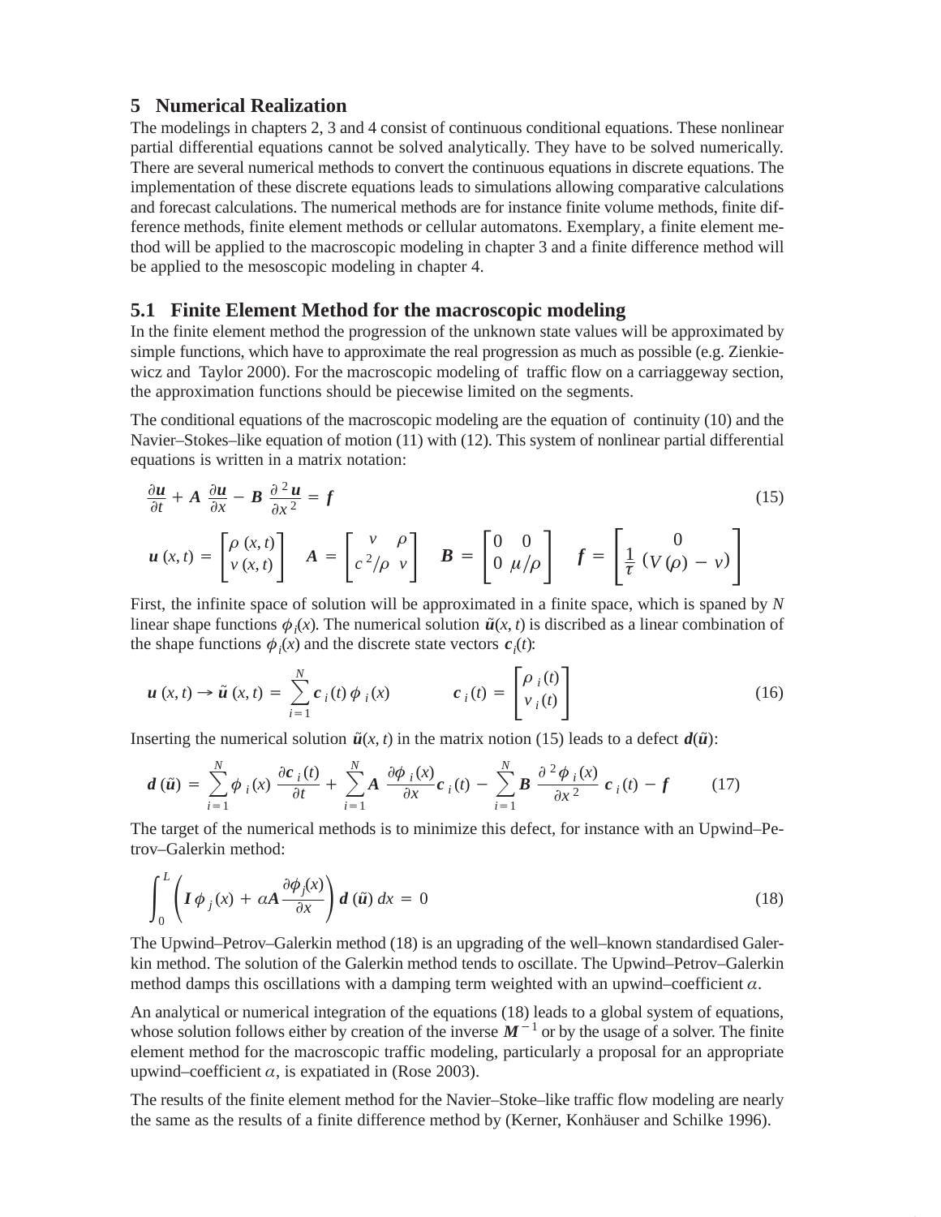## 5 Numerical Realization

The modelings in chapters 2, 3 and 4 consist of continuous conditional equations. These nonlinear partial differential equations cannot be solved analytically. They have to be solved numerically. There are several numerical methods to convert the continuous equations in discrete equations. The implementation of these discrete equations leads to simulations allowing comparative calculations and forecast calculations. The numerical methods are for instance finite volume methods, finite difference methods, finite element methods or cellular automatons. Exemplary, a finite element method will be applied to the macroscopic modeling in chapter 3 and a finite difference method will be applied to the mesoscopic modeling in chapter 4.

### 5.1 Finite Element Method for the macroscopic modeling

In the finite element method the progression of the unknown state values will be approximated by simple functions, which have to approximate the real progression as much as possible (e.g. Zienkiewicz and Taylor 2000). For the macroscopic modeling of traffic flow on a carriaggeway section, the approximation functions should be piecewise limited on the segments.

The conditional equations of the macroscopic modeling are the equation of continuity (10) and the Navier–Stokes–like equation of motion (11) with (12). This system of nonlinear partial differential equations is written in a matrix notation:

$$\frac{\partial \boldsymbol{u}}{\partial t} + \boldsymbol{A}\,\frac{\partial \boldsymbol{u}}{\partial x} - \boldsymbol{B}\,\frac{\partial^2 \boldsymbol{u}}{\partial x^2} = \boldsymbol{f} \tag{15}$$

$$\boldsymbol{u}(x,t) = \begin{bmatrix} \rho\,(x,t) \\ v\,(x,t) \end{bmatrix} \quad \boldsymbol{A} = \begin{bmatrix} v & \rho \\ c^2/\rho & v \end{bmatrix} \quad \boldsymbol{B} = \begin{bmatrix} 0 & 0 \\ 0 & \mu/\rho \end{bmatrix} \quad \boldsymbol{f} = \begin{bmatrix} 0 \\ \frac{1}{\tau}\,(V(\rho) - v) \end{bmatrix}$$

First, the infinite space of solution will be approximated in a finite space, which is spaned by $N$ linear shape functions $\phi_i(x)$. The numerical solution $\tilde{\boldsymbol{u}}(x,t)$ is discribed as a linear combination of the shape functions $\phi_i(x)$ and the discrete state vectors $\boldsymbol{c}_i(t)$:

$$\boldsymbol{u}\,(x,t) \rightarrow \tilde{\boldsymbol{u}}\,(x,t) = \sum_{i=1}^{N} \boldsymbol{c}_i(t)\,\phi_i(x) \qquad \boldsymbol{c}_i(t) = \begin{bmatrix} \rho_i(t) \\ v_i(t) \end{bmatrix} \tag{16}$$

Inserting the numerical solution $\tilde{\boldsymbol{u}}(x,t)$ in the matrix notion (15) leads to a defect $\boldsymbol{d}(\tilde{\boldsymbol{u}})$:

$$\boldsymbol{d}\,(\tilde{\boldsymbol{u}}) = \sum_{i=1}^{N} \phi_i(x)\,\frac{\partial \boldsymbol{c}_i(t)}{\partial t} + \sum_{i=1}^{N} \boldsymbol{A}\,\frac{\partial \phi_i(x)}{\partial x}\boldsymbol{c}_i(t) - \sum_{i=1}^{N} \boldsymbol{B}\,\frac{\partial^2 \phi_i(x)}{\partial x^2}\,\boldsymbol{c}_i(t) - \boldsymbol{f} \tag{17}$$

The target of the numerical methods is to minimize this defect, for instance with an Upwind–Petrov–Galerkin method:

$$\int_0^L \left( \boldsymbol{I}\,\phi_j(x) + \alpha \boldsymbol{A}\,\frac{\partial \phi_j(x)}{\partial x} \right) \boldsymbol{d}\,(\tilde{\boldsymbol{u}})\,dx = 0 \tag{18}$$

The Upwind–Petrov–Galerkin method (18) is an upgrading of the well–known standardised Galerkin method. The solution of the Galerkin method tends to oscillate. The Upwind–Petrov–Galerkin method damps this oscillations with a damping term weighted with an upwind–coefficient $\alpha$.

An analytical or numerical integration of the equations (18) leads to a global system of equations, whose solution follows either by creation of the inverse $\boldsymbol{M}^{-1}$ or by the usage of a solver. The finite element method for the macroscopic traffic modeling, particularly a proposal for an appropriate upwind–coefficient $\alpha$, is expatiated in (Rose 2003).

The results of the finite element method for the Navier–Stoke–like traffic flow modeling are nearly the same as the results of a finite difference method by (Kerner, Konhäuser and Schilke 1996).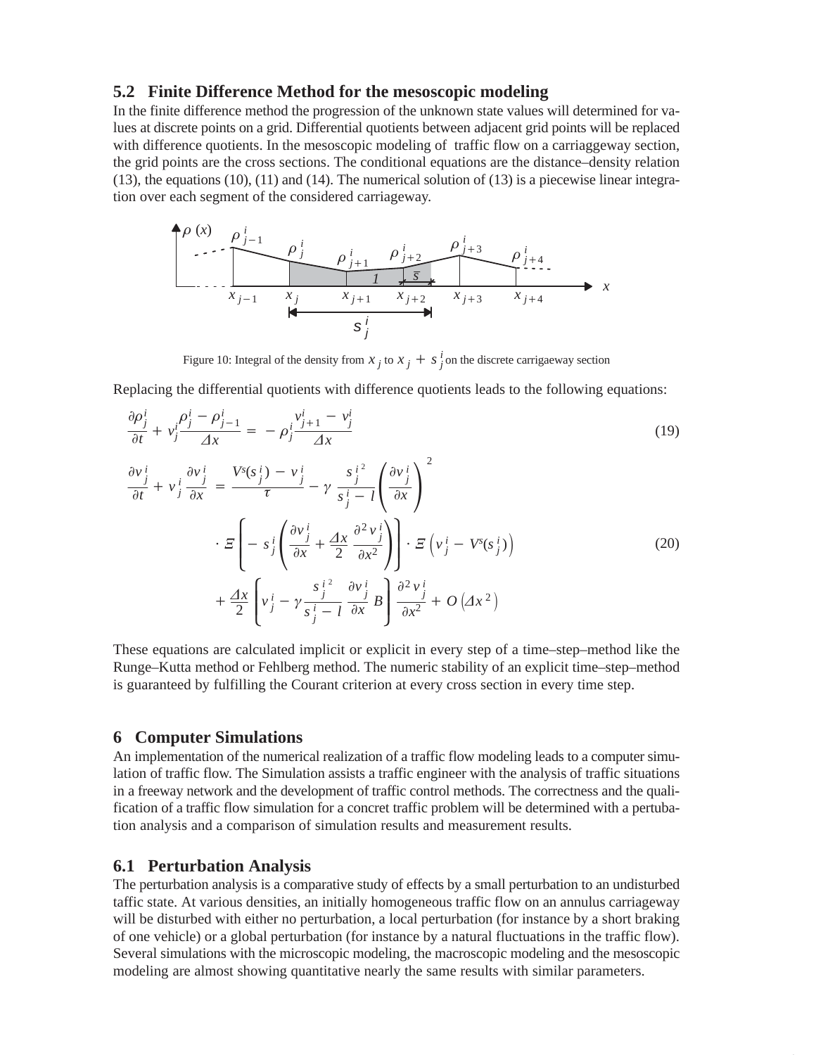## 5.2 Finite Difference Method for the mesoscopic modeling

In the finite difference method the progression of the unknown state values will determined for values at discrete points on a grid. Differential quotients between adjacent grid points will be replaced with difference quotients. In the mesoscopic modeling of traffic flow on a carriaggeway section, the grid points are the cross sections. The conditional equations are the distance–density relation (13), the equations (10), (11) and (14). The numerical solution of (13) is a piecewise linear integration over each segment of the considered carriageway.

Figure 10: Integral of the density from $x_j$ to $x_j + s_j^i$ on the discrete carrigaeway section

Replacing the differential quotients with difference quotients leads to the following equations:

$$\frac{\partial \rho_j^i}{\partial t} + v_j^i \frac{\rho_j^i - \rho_{j-1}^i}{\Delta x} = -\rho_j^i \frac{v_{j+1}^i - v_j^i}{\Delta x} \tag{19}$$

$$\begin{aligned}
\frac{\partial v_j^i}{\partial t} + v_j^i \frac{\partial v_j^i}{\partial x} &= \frac{V^s(s_j^i) - v_j^i}{\tau} - \gamma \frac{s_j^{i\,2}}{s_j^i - l} \left( \frac{\partial v_j^i}{\partial x} \right)^2 \\
&\quad \cdot \Xi \left[ -s_j^i \left( \frac{\partial v_j^i}{\partial x} + \frac{\Delta x}{2} \frac{\partial^2 v_j^i}{\partial x^2} \right) \right] \cdot \Xi \left( v_j^i - V^s(s_j^i) \right) \\
&\quad + \frac{\Delta x}{2} \left[ v_j^i - \gamma \frac{s_j^{i\,2}}{s_j^i - l} \frac{\partial v_j^i}{\partial x} B \right] \frac{\partial^2 v_j^i}{\partial x^2} + O\left(\Delta x^2\right)
\end{aligned} \tag{20}$$

These equations are calculated implicit or explicit in every step of a time–step–method like the Runge–Kutta method or Fehlberg method. The numeric stability of an explicit time–step–method is guaranteed by fulfilling the Courant criterion at every cross section in every time step.

# 6 Computer Simulations

An implementation of the numerical realization of a traffic flow modeling leads to a computer simulation of traffic flow. The Simulation assists a traffic engineer with the analysis of traffic situations in a freeway network and the development of traffic control methods. The correctness and the qualification of a traffic flow simulation for a concret traffic problem will be determined with a pertubation analysis and a comparison of simulation results and measurement results.

## 6.1 Perturbation Analysis

The perturbation analysis is a comparative study of effects by a small perturbation to an undisturbed taffic state. At various densities, an initially homogeneous traffic flow on an annulus carriageway will be disturbed with either no perturbation, a local perturbation (for instance by a short braking of one vehicle) or a global perturbation (for instance by a natural fluctuations in the traffic flow). Several simulations with the microscopic modeling, the macroscopic modeling and the mesoscopic modeling are almost showing quantitative nearly the same results with similar parameters.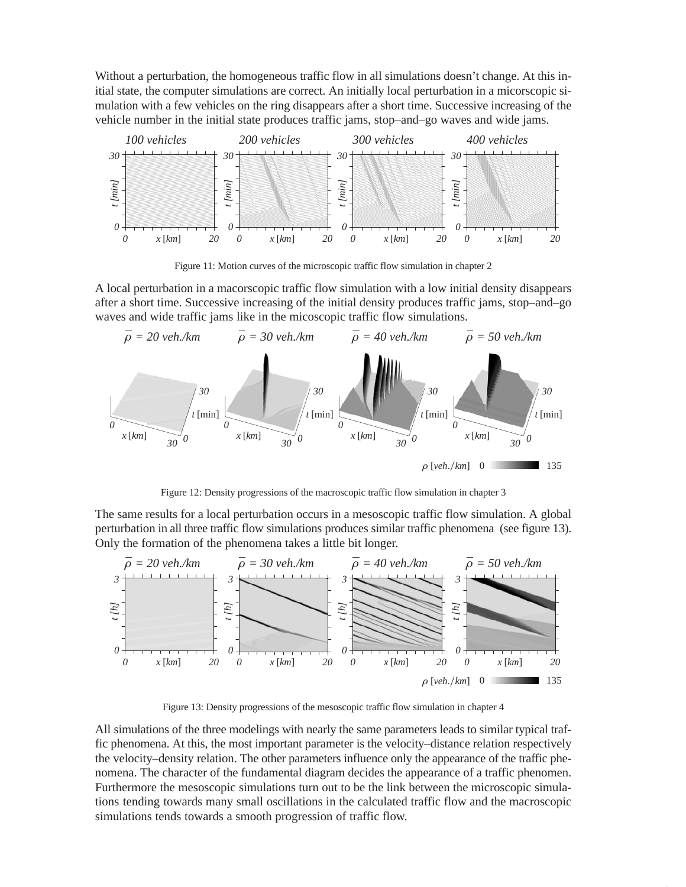Without a perturbation, the homogeneous traffic flow in all simulations doesn't change. At this initial state, the computer simulations are correct. An initially local perturbation in a micorscopic simulation with a few vehicles on the ring disappears after a short time. Successive increasing of the vehicle number in the initial state produces traffic jams, stop–and–go waves and wide jams.

Figure 11: Motion curves of the microscopic traffic flow simulation in chapter 2

A local perturbation in a macorscopic traffic flow simulation with a low initial density disappears after a short time. Successive increasing of the initial density produces traffic jams, stop–and–go waves and wide traffic jams like in the micoscopic traffic flow simulations.

Figure 12: Density progressions of the macroscopic traffic flow simulation in chapter 3

The same results for a local perturbation occurs in a mesoscopic traffic flow simulation. A global perturbation in all three traffic flow simulations produces similar traffic phenomena (see figure 13). Only the formation of the phenomena takes a little bit longer.

Figure 13: Density progressions of the mesoscopic traffic flow simulation in chapter 4

All simulations of the three modelings with nearly the same parameters leads to similar typical traffic phenomena. At this, the most important parameter is the velocity–distance relation respectively the velocity–density relation. The other parameters influence only the appearance of the traffic phenomena. The character of the fundamental diagram decides the appearance of a traffic phenomen. Furthermore the mesoscopic simulations turn out to be the link between the microscopic simulations tending towards many small oscillations in the calculated traffic flow and the macroscopic simulations tends towards a smooth progression of traffic flow.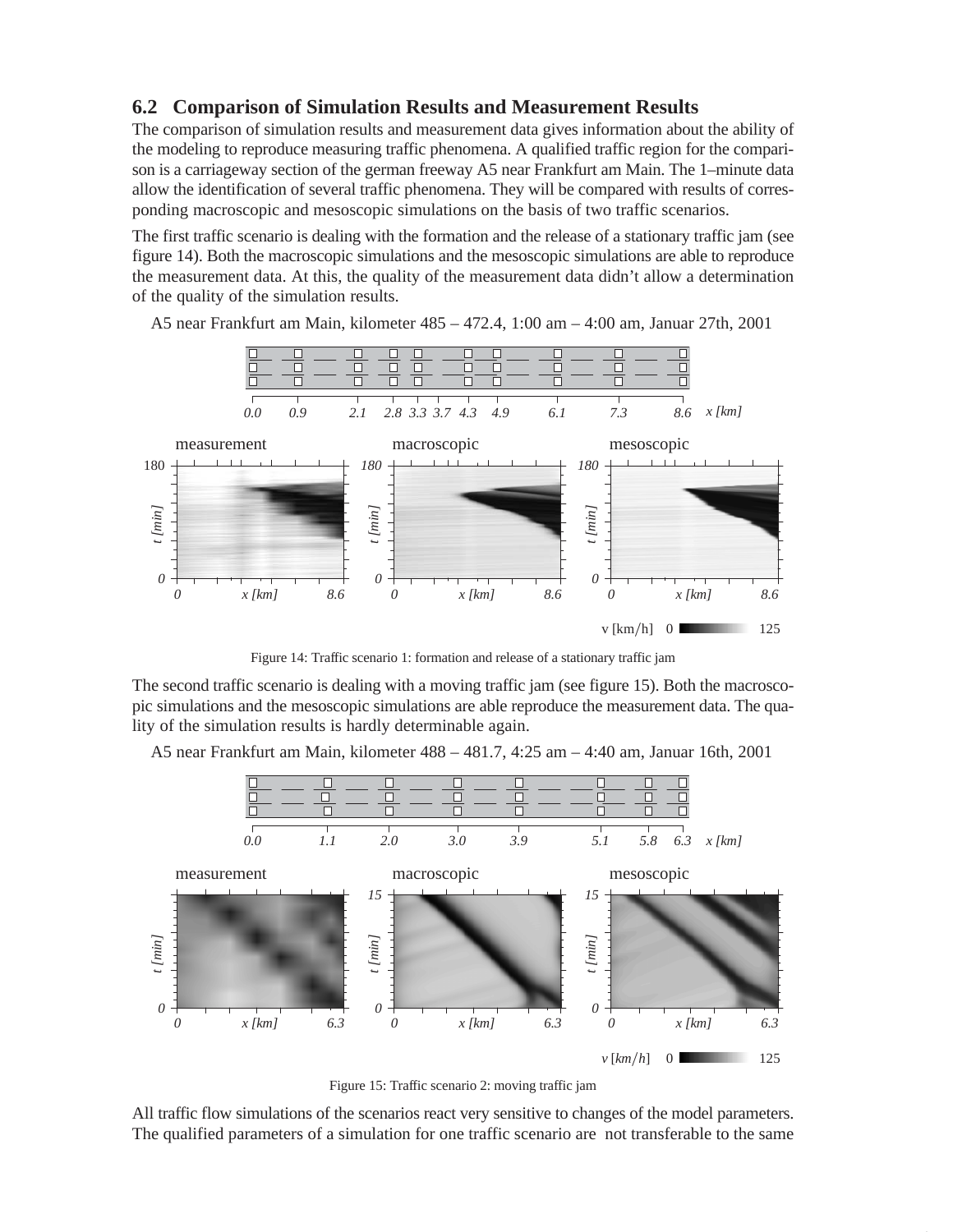## 6.2 Comparison of Simulation Results and Measurement Results

The comparison of simulation results and measurement data gives information about the ability of the modeling to reproduce measuring traffic phenomena. A qualified traffic region for the comparison is a carriageway section of the german freeway A5 near Frankfurt am Main. The 1–minute data allow the identification of several traffic phenomena. They will be compared with results of corresponding macroscopic and mesoscopic simulations on the basis of two traffic scenarios.

The first traffic scenario is dealing with the formation and the release of a stationary traffic jam (see figure 14). Both the macroscopic simulations and the mesoscopic simulations are able to reproduce the measurement data. At this, the quality of the measurement data didn't allow a determination of the quality of the simulation results.

A5 near Frankfurt am Main, kilometer 485 – 472.4, 1:00 am – 4:00 am, Januar 27th, 2001

Figure 14: Traffic scenario 1: formation and release of a stationary traffic jam

The second traffic scenario is dealing with a moving traffic jam (see figure 15). Both the macroscopic simulations and the mesoscopic simulations are able reproduce the measurement data. The quality of the simulation results is hardly determinable again.

A5 near Frankfurt am Main, kilometer 488 – 481.7, 4:25 am – 4:40 am, Januar 16th, 2001

Figure 15: Traffic scenario 2: moving traffic jam

All traffic flow simulations of the scenarios react very sensitive to changes of the model parameters. The qualified parameters of a simulation for one traffic scenario are not transferable to the same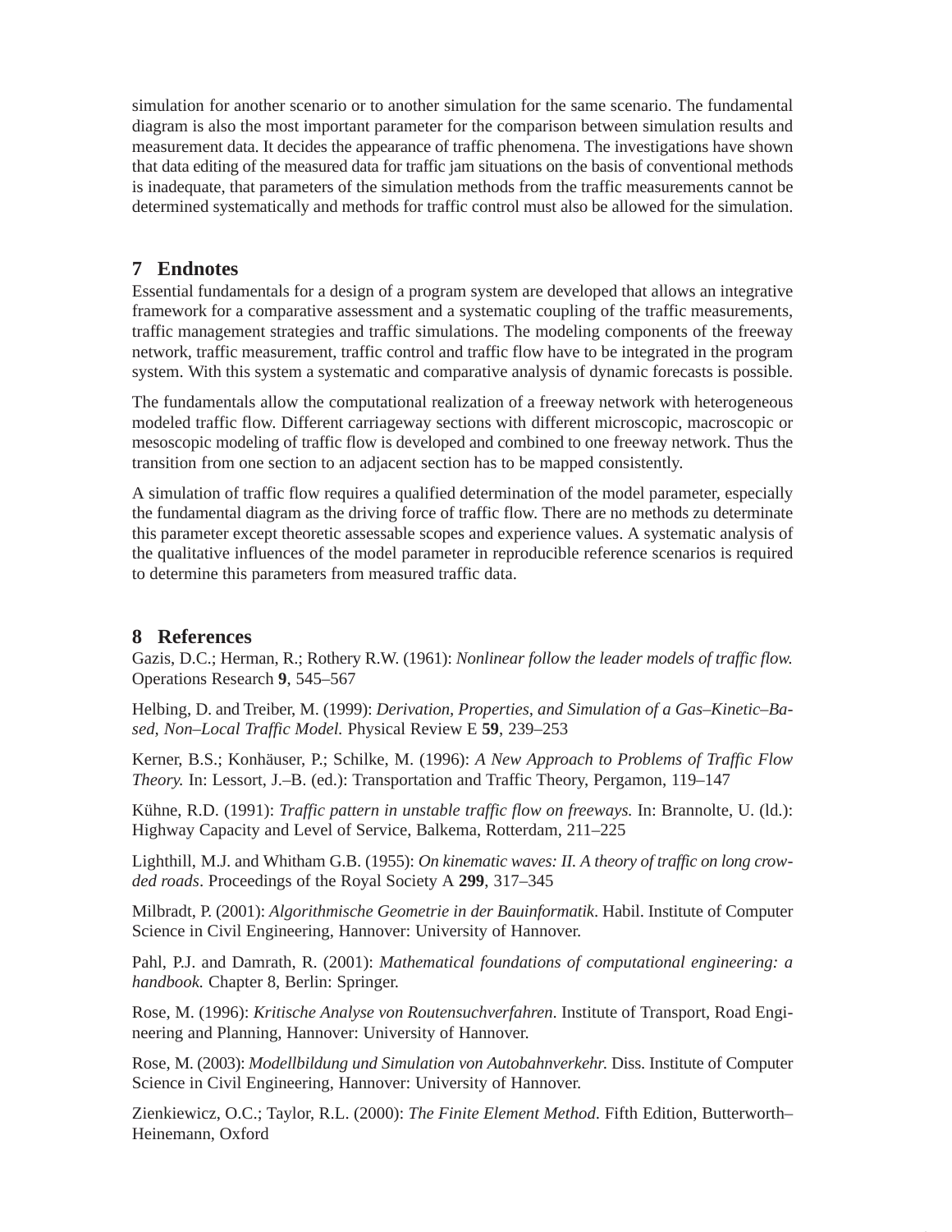simulation for another scenario or to another simulation for the same scenario. The fundamental diagram is also the most important parameter for the comparison between simulation results and measurement data. It decides the appearance of traffic phenomena. The investigations have shown that data editing of the measured data for traffic jam situations on the basis of conventional methods is inadequate, that parameters of the simulation methods from the traffic measurements cannot be determined systematically and methods for traffic control must also be allowed for the simulation.

## 7 Endnotes

Essential fundamentals for a design of a program system are developed that allows an integrative framework for a comparative assessment and a systematic coupling of the traffic measurements, traffic management strategies and traffic simulations. The modeling components of the freeway network, traffic measurement, traffic control and traffic flow have to be integrated in the program system. With this system a systematic and comparative analysis of dynamic forecasts is possible.

The fundamentals allow the computational realization of a freeway network with heterogeneous modeled traffic flow. Different carriageway sections with different microscopic, macroscopic or mesoscopic modeling of traffic flow is developed and combined to one freeway network. Thus the transition from one section to an adjacent section has to be mapped consistently.

A simulation of traffic flow requires a qualified determination of the model parameter, especially the fundamental diagram as the driving force of traffic flow. There are no methods zu determinate this parameter except theoretic assessable scopes and experience values. A systematic analysis of the qualitative influences of the model parameter in reproducible reference scenarios is required to determine this parameters from measured traffic data.

## 8 References

Gazis, D.C.; Herman, R.; Rothery R.W. (1961): *Nonlinear follow the leader models of traffic flow.* Operations Research **9**, 545–567

Helbing, D. and Treiber, M. (1999): *Derivation, Properties, and Simulation of a Gas–Kinetic–Based, Non–Local Traffic Model.* Physical Review E **59**, 239–253

Kerner, B.S.; Konhäuser, P.; Schilke, M. (1996): *A New Approach to Problems of Traffic Flow Theory.* In: Lessort, J.–B. (ed.): Transportation and Traffic Theory, Pergamon, 119–147

Kühne, R.D. (1991): *Traffic pattern in unstable traffic flow on freeways.* In: Brannolte, U. (ld.): Highway Capacity and Level of Service, Balkema, Rotterdam, 211–225

Lighthill, M.J. and Whitham G.B. (1955): *On kinematic waves: II. A theory of traffic on long crowded roads*. Proceedings of the Royal Society A **299**, 317–345

Milbradt, P. (2001): *Algorithmische Geometrie in der Bauinformatik*. Habil. Institute of Computer Science in Civil Engineering, Hannover: University of Hannover.

Pahl, P.J. and Damrath, R. (2001): *Mathematical foundations of computational engineering: a handbook.* Chapter 8, Berlin: Springer.

Rose, M. (1996): *Kritische Analyse von Routensuchverfahren*. Institute of Transport, Road Engineering and Planning, Hannover: University of Hannover.

Rose, M. (2003): *Modellbildung und Simulation von Autobahnverkehr.* Diss. Institute of Computer Science in Civil Engineering, Hannover: University of Hannover.

Zienkiewicz, O.C.; Taylor, R.L. (2000): *The Finite Element Method*. Fifth Edition, Butterworth–Heinemann, Oxford